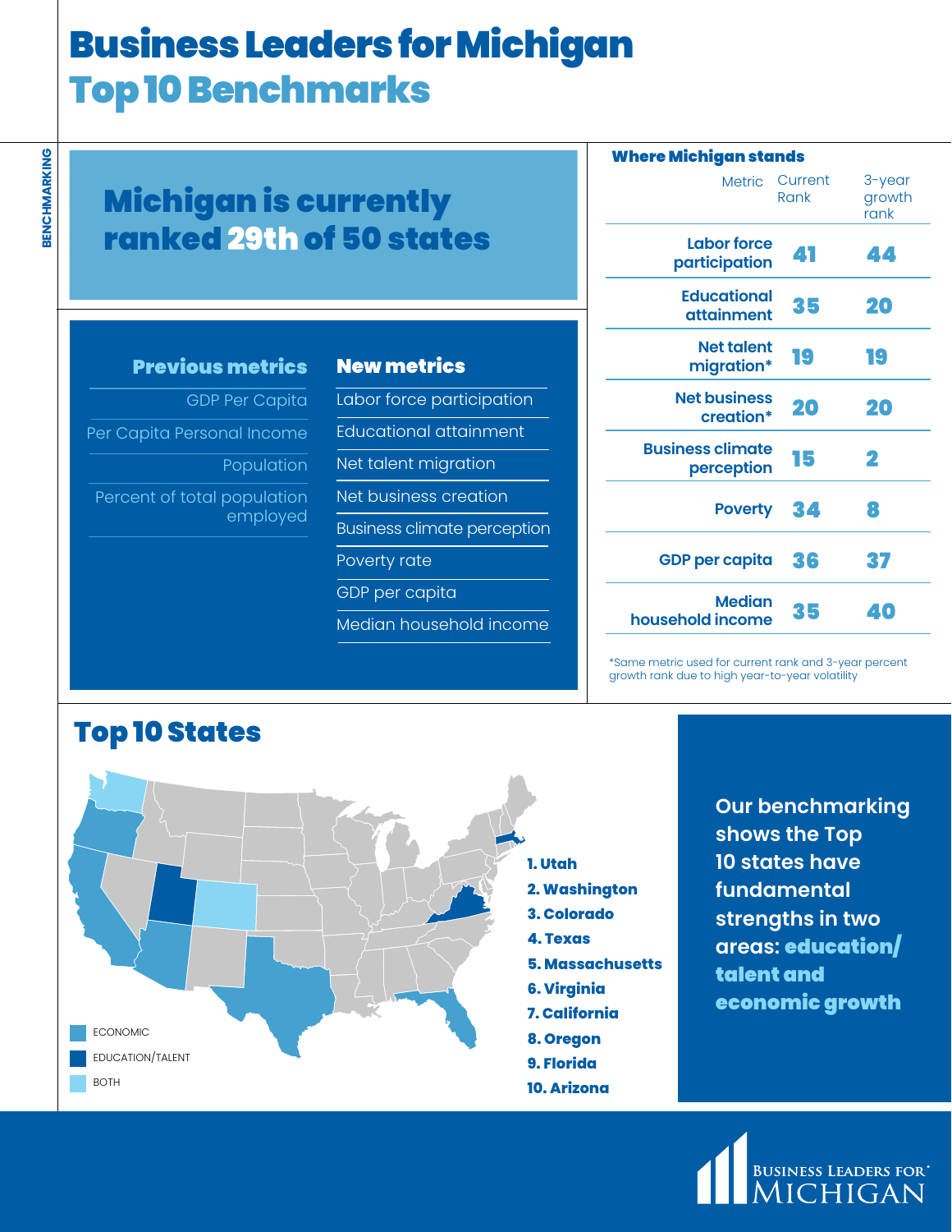# Business Leaders for Michigan
## Top 10 Benchmarks

BENCHMARKING

## Michigan is currently ranked 29th of 50 states

| Previous metrics | New metrics |
|---|---|
| GDP Per Capita | Labor force participation |
| Per Capita Personal Income | Educational attainment |
| Population | Net talent migration |
| Percent of total population employed | Net business creation |
| | Business climate perception |
| | Poverty rate |
| | GDP per capita |
| | Median household income |

### Where Michigan stands

| Metric | Current Rank | 3-year growth rank |
|---|---|---|
| Labor force participation | 41 | 44 |
| Educational attainment | 35 | 20 |
| Net talent migration* | 19 | 19 |
| Net business creation* | 20 | 20 |
| Business climate perception | 15 | 2 |
| Poverty | 34 | 8 |
| GDP per capita | 36 | 37 |
| Median household income | 35 | 40 |

*Same metric used for current rank and 3-year percent growth rank due to high year-to-year volatility

## Top 10 States

ECONOMIC
EDUCATION/TALENT
BOTH

1. Utah
2. Washington
3. Colorado
4. Texas
5. Massachusetts
6. Virginia
7. California
8. Oregon
9. Florida
10. Arizona

Our benchmarking shows the Top 10 states have fundamental strengths in two areas: **education/ talent and economic growth**

Business Leaders for Michigan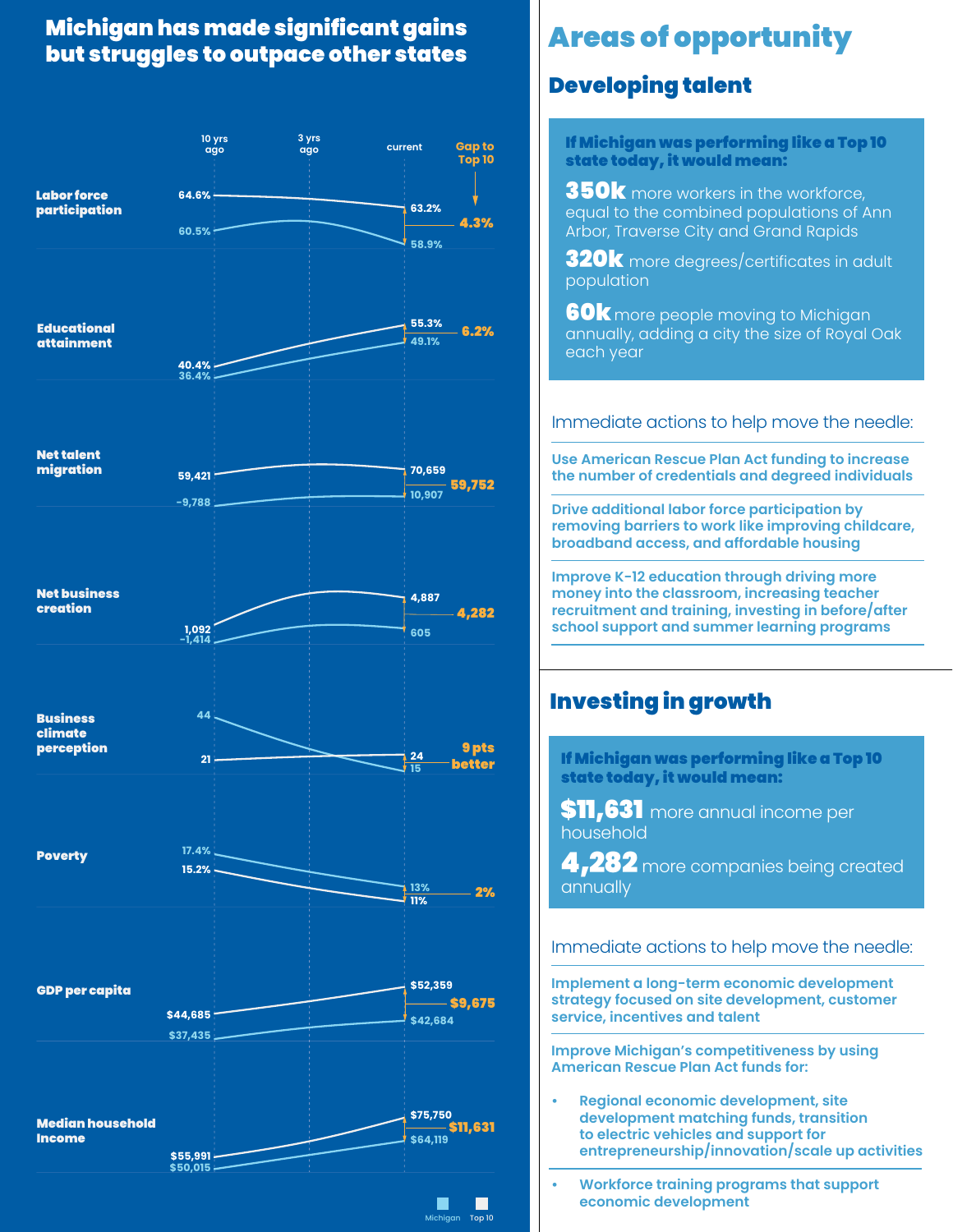## Michigan has made significant gains but struggles to outpace other states

10 yrs ago

3 yrs ago

current

Gap to Top 10

**Labor force participation**

64.6%

60.5%

63.2%

58.9%

4.3%

**Educational attainment**

40.4%

36.4%

55.3%

49.1%

6.2%

**Net talent migration**

59,421

-9,788

70,659

10,907

59,752

**Net business creation**

1,092

-1,414

4,887

605

4,282

**Business climate perception**

44

21

24

15

9 pts better

**Poverty**

17.4%

15.2%

13%

11%

2%

**GDP per capita**

$44,685

$37,435

$52,359

$42,684

$9,675

**Median household Income**

$55,991

$50,015

$75,750

$64,119

$11,631

Michigan

Top 10

# Areas of opportunity

## Developing talent

**If Michigan was performing like a Top 10 state today, it would mean:**

**350k** more workers in the workforce, equal to the combined populations of Ann Arbor, Traverse City and Grand Rapids

**320k** more degrees/certificates in adult population

**60k** more people moving to Michigan annually, adding a city the size of Royal Oak each year

Immediate actions to help move the needle:

**Use American Rescue Plan Act funding to increase the number of credentials and degreed individuals**

**Drive additional labor force participation by removing barriers to work like improving childcare, broadband access, and affordable housing**

**Improve K-12 education through driving more money into the classroom, increasing teacher recruitment and training, investing in before/after school support and summer learning programs**

## Investing in growth

**If Michigan was performing like a Top 10 state today, it would mean:**

**$11,631** more annual income per household

**4,282** more companies being created annually

Immediate actions to help move the needle:

**Implement a long-term economic development strategy focused on site development, customer service, incentives and talent**

**Improve Michigan's competitiveness by using American Rescue Plan Act funds for:**

- **Regional economic development, site development matching funds, transition to electric vehicles and support for entrepreneurship/innovation/scale up activities**
- **Workforce training programs that support economic development**